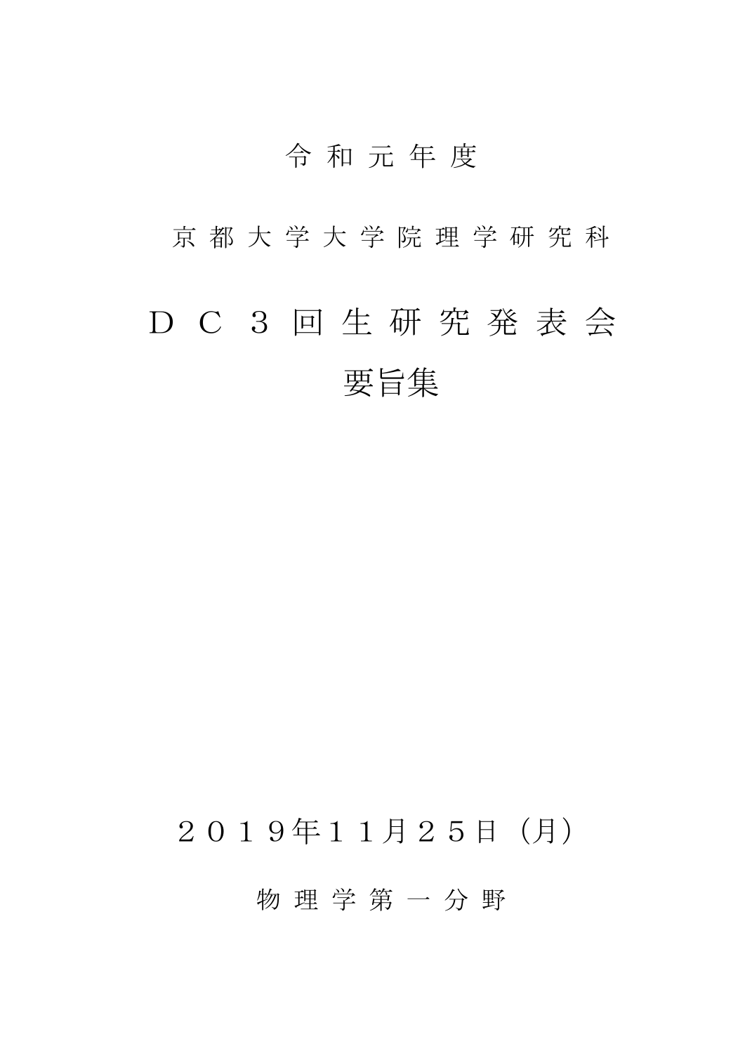令和元年度

京都大学大学院理学研究科

# ＤＣ３回生研究発表会
# 要旨集

２０１９年１１月２５日（月）

物理学第一分野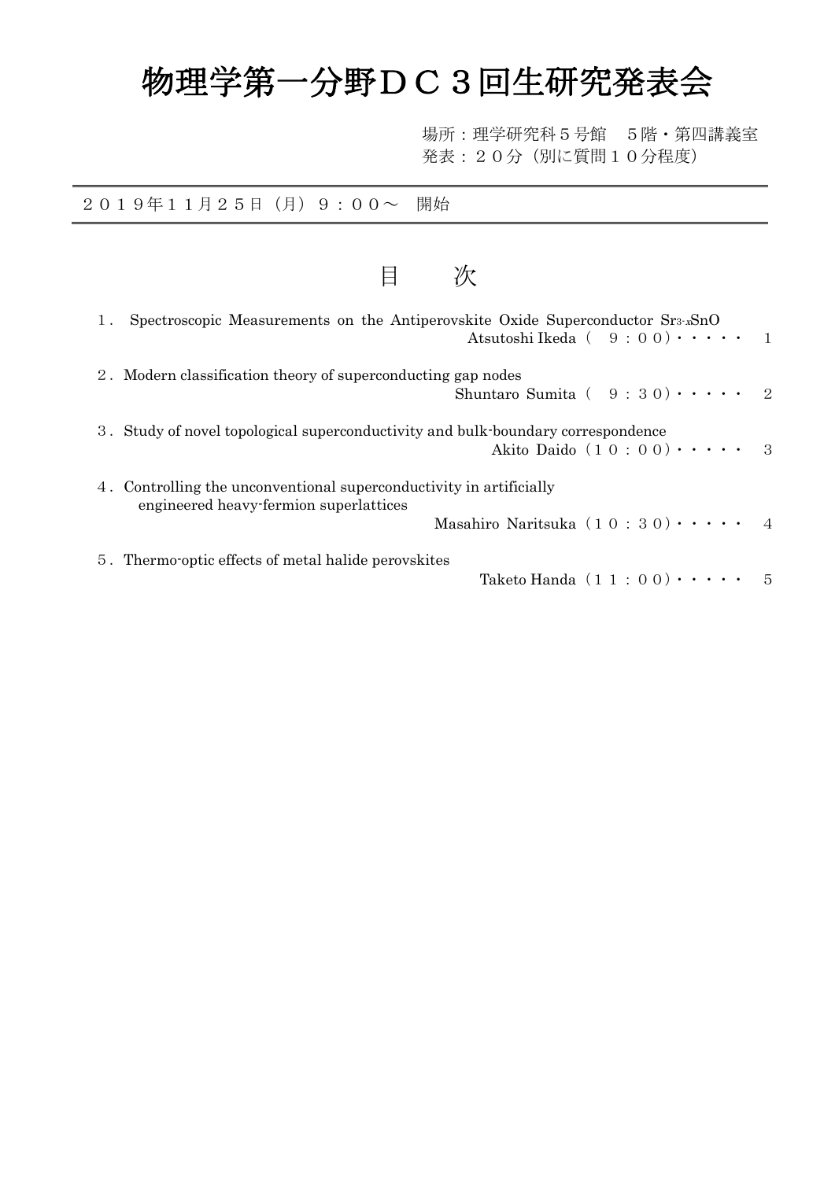# 物理学第一分野ＤＣ３回生研究発表会

場所：理学研究科５号館　５階・第四講義室
発表：２０分（別に質問１０分程度）

---

２０１９年１１月２５日（月）９：００～　開始

---

## 目　　次

１．Spectroscopic Measurements on the Antiperovskite Oxide Superconductor $Sr_{3-x}SnO$
Atsutoshi Ikeda（　９：００）・・・・・　1

２．Modern classification theory of superconducting gap nodes
Shuntaro Sumita（　９：３０）・・・・・　2

３．Study of novel topological superconductivity and bulk-boundary correspondence
Akito Daido（１０：００）・・・・・　3

４．Controlling the unconventional superconductivity in artificially engineered heavy-fermion superlattices
Masahiro Naritsuka（１０：３０）・・・・・　4

５．Thermo-optic effects of metal halide perovskites
Taketo Handa（１１：００）・・・・・　5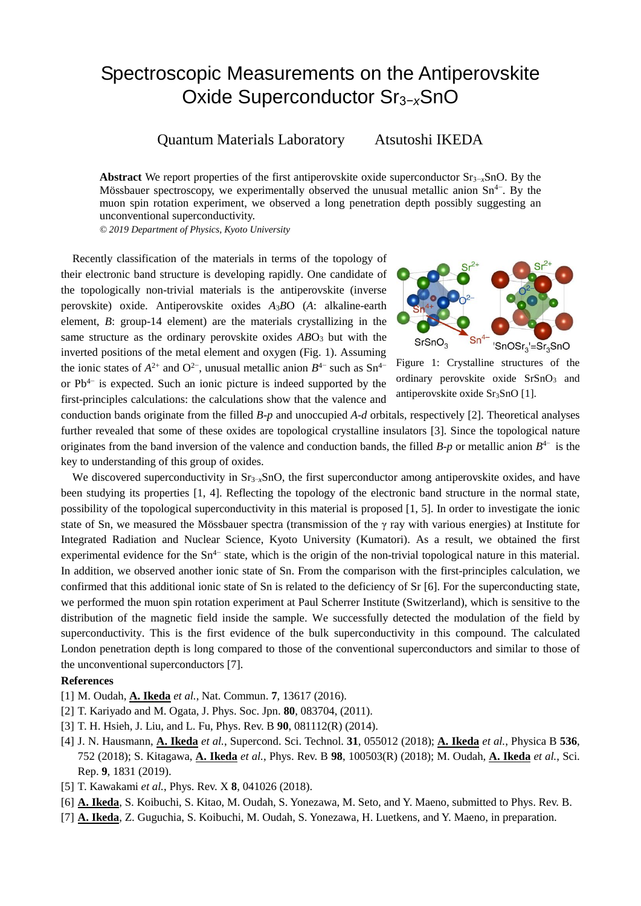# Spectroscopic Measurements on the Antiperovskite Oxide Superconductor $Sr_{3-x}SnO$

Quantum Materials Laboratory Atsutoshi IKEDA

**Abstract** We report properties of the first antiperovskite oxide superconductor $Sr_{3-x}SnO$. By the Mössbauer spectroscopy, we experimentally observed the unusual metallic anion $Sn^{4-}$. By the muon spin rotation experiment, we observed a long penetration depth possibly suggesting an unconventional superconductivity.

*© 2019 Department of Physics, Kyoto University*

Recently classification of the materials in terms of the topology of their electronic band structure is developing rapidly. One candidate of the topologically non-trivial materials is the antiperovskite (inverse perovskite) oxide. Antiperovskite oxides $A_3BO$ ($A$: alkaline-earth element, $B$: group-14 element) are the materials crystallizing in the same structure as the ordinary perovskite oxides $ABO_3$ but with the inverted positions of the metal element and oxygen (Fig. 1). Assuming the ionic states of $A^{2+}$ and $O^{2-}$, unusual metallic anion $B^{4-}$ such as $Sn^{4-}$ or $Pb^{4-}$ is expected. Such an ionic picture is indeed supported by the first-principles calculations: the calculations show that the valence and conduction bands originate from the filled *B-p* and unoccupied *A-d* orbitals, respectively [2]. Theoretical analyses further revealed that some of these oxides are topological crystalline insulators [3]. Since the topological nature originates from the band inversion of the valence and conduction bands, the filled *B-p* or metallic anion $B^{4-}$ is the key to understanding of this group of oxides.

Figure 1: Crystalline structures of the ordinary perovskite oxide $SrSnO_3$ and antiperovskite oxide $Sr_3SnO$ [1].

We discovered superconductivity in $Sr_{3-x}SnO$, the first superconductor among antiperovskite oxides, and have been studying its properties [1, 4]. Reflecting the topology of the electronic band structure in the normal state, possibility of the topological superconductivity in this material is proposed [1, 5]. In order to investigate the ionic state of Sn, we measured the Mössbauer spectra (transmission of the γ ray with various energies) at Institute for Integrated Radiation and Nuclear Science, Kyoto University (Kumatori). As a result, we obtained the first experimental evidence for the $Sn^{4-}$ state, which is the origin of the non-trivial topological nature in this material. In addition, we observed another ionic state of Sn. From the comparison with the first-principles calculation, we confirmed that this additional ionic state of Sn is related to the deficiency of Sr [6]. For the superconducting state, we performed the muon spin rotation experiment at Paul Scherrer Institute (Switzerland), which is sensitive to the distribution of the magnetic field inside the sample. We successfully detected the modulation of the field by superconductivity. This is the first evidence of the bulk superconductivity in this compound. The calculated London penetration depth is long compared to those of the conventional superconductors and similar to those of the unconventional superconductors [7].

## References

[1] M. Oudah, **A. Ikeda** *et al.*, Nat. Commun. **7**, 13617 (2016).

[2] T. Kariyado and M. Ogata, J. Phys. Soc. Jpn. **80**, 083704, (2011).

[3] T. H. Hsieh, J. Liu, and L. Fu, Phys. Rev. B **90**, 081112(R) (2014).

[4] J. N. Hausmann, **A. Ikeda** *et al.*, Supercond. Sci. Technol. **31**, 055012 (2018); **A. Ikeda** *et al.*, Physica B **536**, 752 (2018); S. Kitagawa, **A. Ikeda** *et al.*, Phys. Rev. B **98**, 100503(R) (2018); M. Oudah, **A. Ikeda** *et al.*, Sci. Rep. **9**, 1831 (2019).

[5] T. Kawakami *et al.*, Phys. Rev. X **8**, 041026 (2018).

[6] **A. Ikeda**, S. Koibuchi, S. Kitao, M. Oudah, S. Yonezawa, M. Seto, and Y. Maeno, submitted to Phys. Rev. B.

[7] **A. Ikeda**, Z. Guguchia, S. Koibuchi, M. Oudah, S. Yonezawa, H. Luetkens, and Y. Maeno, in preparation.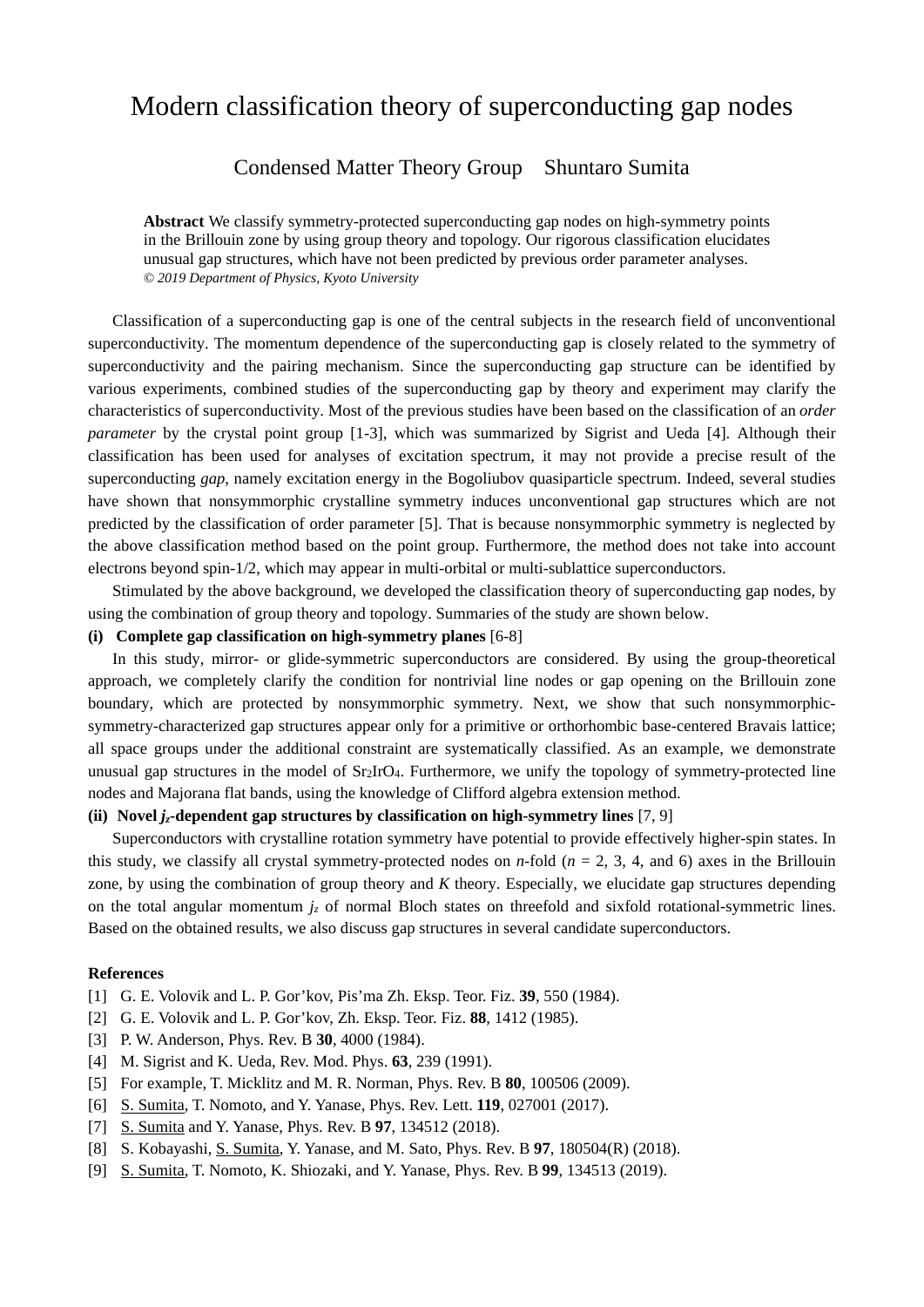# Modern classification theory of superconducting gap nodes

Condensed Matter Theory Group Shuntaro Sumita

**Abstract** We classify symmetry-protected superconducting gap nodes on high-symmetry points in the Brillouin zone by using group theory and topology. Our rigorous classification elucidates unusual gap structures, which have not been predicted by previous order parameter analyses.
*© 2019 Department of Physics, Kyoto University*

Classification of a superconducting gap is one of the central subjects in the research field of unconventional superconductivity. The momentum dependence of the superconducting gap is closely related to the symmetry of superconductivity and the pairing mechanism. Since the superconducting gap structure can be identified by various experiments, combined studies of the superconducting gap by theory and experiment may clarify the characteristics of superconductivity. Most of the previous studies have been based on the classification of an *order parameter* by the crystal point group [1-3], which was summarized by Sigrist and Ueda [4]. Although their classification has been used for analyses of excitation spectrum, it may not provide a precise result of the superconducting *gap*, namely excitation energy in the Bogoliubov quasiparticle spectrum. Indeed, several studies have shown that nonsymmorphic crystalline symmetry induces unconventional gap structures which are not predicted by the classification of order parameter [5]. That is because nonsymmorphic symmetry is neglected by the above classification method based on the point group. Furthermore, the method does not take into account electrons beyond spin-1/2, which may appear in multi-orbital or multi-sublattice superconductors.

Stimulated by the above background, we developed the classification theory of superconducting gap nodes, by using the combination of group theory and topology. Summaries of the study are shown below.

**(i) Complete gap classification on high-symmetry planes** [6-8]

In this study, mirror- or glide-symmetric superconductors are considered. By using the group-theoretical approach, we completely clarify the condition for nontrivial line nodes or gap opening on the Brillouin zone boundary, which are protected by nonsymmorphic symmetry. Next, we show that such nonsymmorphic-symmetry-characterized gap structures appear only for a primitive or orthorhombic base-centered Bravais lattice; all space groups under the additional constraint are systematically classified. As an example, we demonstrate unusual gap structures in the model of $Sr_2IrO_4$. Furthermore, we unify the topology of symmetry-protected line nodes and Majorana flat bands, using the knowledge of Clifford algebra extension method.

**(ii) Novel $j_z$-dependent gap structures by classification on high-symmetry lines** [7, 9]

Superconductors with crystalline rotation symmetry have potential to provide effectively higher-spin states. In this study, we classify all crystal symmetry-protected nodes on $n$-fold ($n$ = 2, 3, 4, and 6) axes in the Brillouin zone, by using the combination of group theory and $K$ theory. Especially, we elucidate gap structures depending on the total angular momentum $j_z$ of normal Bloch states on threefold and sixfold rotational-symmetric lines. Based on the obtained results, we also discuss gap structures in several candidate superconductors.

**References**

[1] G. E. Volovik and L. P. Gor'kov, Pis'ma Zh. Eksp. Teor. Fiz. **39**, 550 (1984).
[2] G. E. Volovik and L. P. Gor'kov, Zh. Eksp. Teor. Fiz. **88**, 1412 (1985).
[3] P. W. Anderson, Phys. Rev. B **30**, 4000 (1984).
[4] M. Sigrist and K. Ueda, Rev. Mod. Phys. **63**, 239 (1991).
[5] For example, T. Micklitz and M. R. Norman, Phys. Rev. B **80**, 100506 (2009).
[6] S. Sumita, T. Nomoto, and Y. Yanase, Phys. Rev. Lett. **119**, 027001 (2017).
[7] S. Sumita and Y. Yanase, Phys. Rev. B **97**, 134512 (2018).
[8] S. Kobayashi, S. Sumita, Y. Yanase, and M. Sato, Phys. Rev. B **97**, 180504(R) (2018).
[9] S. Sumita, T. Nomoto, K. Shiozaki, and Y. Yanase, Phys. Rev. B **99**, 134513 (2019).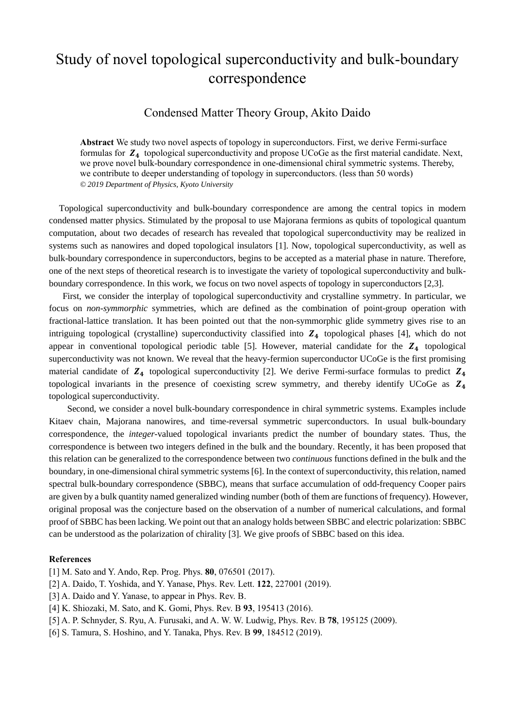# Study of novel topological superconductivity and bulk-boundary correspondence

Condensed Matter Theory Group, Akito Daido

**Abstract** We study two novel aspects of topology in superconductors. First, we derive Fermi-surface formulas for $\boldsymbol{Z_4}$ topological superconductivity and propose UCoGe as the first material candidate. Next, we prove novel bulk-boundary correspondence in one-dimensional chiral symmetric systems. Thereby, we contribute to deeper understanding of topology in superconductors. (less than 50 words)
*© 2019 Department of Physics, Kyoto University*

Topological superconductivity and bulk-boundary correspondence are among the central topics in modern condensed matter physics. Stimulated by the proposal to use Majorana fermions as qubits of topological quantum computation, about two decades of research has revealed that topological superconductivity may be realized in systems such as nanowires and doped topological insulators [1]. Now, topological superconductivity, as well as bulk-boundary correspondence in superconductors, begins to be accepted as a material phase in nature. Therefore, one of the next steps of theoretical research is to investigate the variety of topological superconductivity and bulk-boundary correspondence. In this work, we focus on two novel aspects of topology in superconductors [2,3].

First, we consider the interplay of topological superconductivity and crystalline symmetry. In particular, we focus on *non-symmorphic* symmetries, which are defined as the combination of point-group operation with fractional-lattice translation. It has been pointed out that the non-symmorphic glide symmetry gives rise to an intriguing topological (crystalline) superconductivity classified into $\boldsymbol{Z_4}$ topological phases [4], which do not appear in conventional topological periodic table [5]. However, material candidate for the $\boldsymbol{Z_4}$ topological superconductivity was not known. We reveal that the heavy-fermion superconductor UCoGe is the first promising material candidate of $\boldsymbol{Z_4}$ topological superconductivity [2]. We derive Fermi-surface formulas to predict $\boldsymbol{Z_4}$ topological invariants in the presence of coexisting screw symmetry, and thereby identify UCoGe as $\boldsymbol{Z_4}$ topological superconductivity.

Second, we consider a novel bulk-boundary correspondence in chiral symmetric systems. Examples include Kitaev chain, Majorana nanowires, and time-reversal symmetric superconductors. In usual bulk-boundary correspondence, the *integer*-valued topological invariants predict the number of boundary states. Thus, the correspondence is between two integers defined in the bulk and the boundary. Recently, it has been proposed that this relation can be generalized to the correspondence between two *continuous* functions defined in the bulk and the boundary, in one-dimensional chiral symmetric systems [6]. In the context of superconductivity, this relation, named spectral bulk-boundary correspondence (SBBC), means that surface accumulation of odd-frequency Cooper pairs are given by a bulk quantity named generalized winding number (both of them are functions of frequency). However, original proposal was the conjecture based on the observation of a number of numerical calculations, and formal proof of SBBC has been lacking. We point out that an analogy holds between SBBC and electric polarization: SBBC can be understood as the polarization of chirality [3]. We give proofs of SBBC based on this idea.

**References**

[1] M. Sato and Y. Ando, Rep. Prog. Phys. **80**, 076501 (2017).
[2] A. Daido, T. Yoshida, and Y. Yanase, Phys. Rev. Lett. **122**, 227001 (2019).
[3] A. Daido and Y. Yanase, to appear in Phys. Rev. B.
[4] K. Shiozaki, M. Sato, and K. Gomi, Phys. Rev. B **93**, 195413 (2016).
[5] A. P. Schnyder, S. Ryu, A. Furusaki, and A. W. W. Ludwig, Phys. Rev. B **78**, 195125 (2009).
[6] S. Tamura, S. Hoshino, and Y. Tanaka, Phys. Rev. B **99**, 184512 (2019).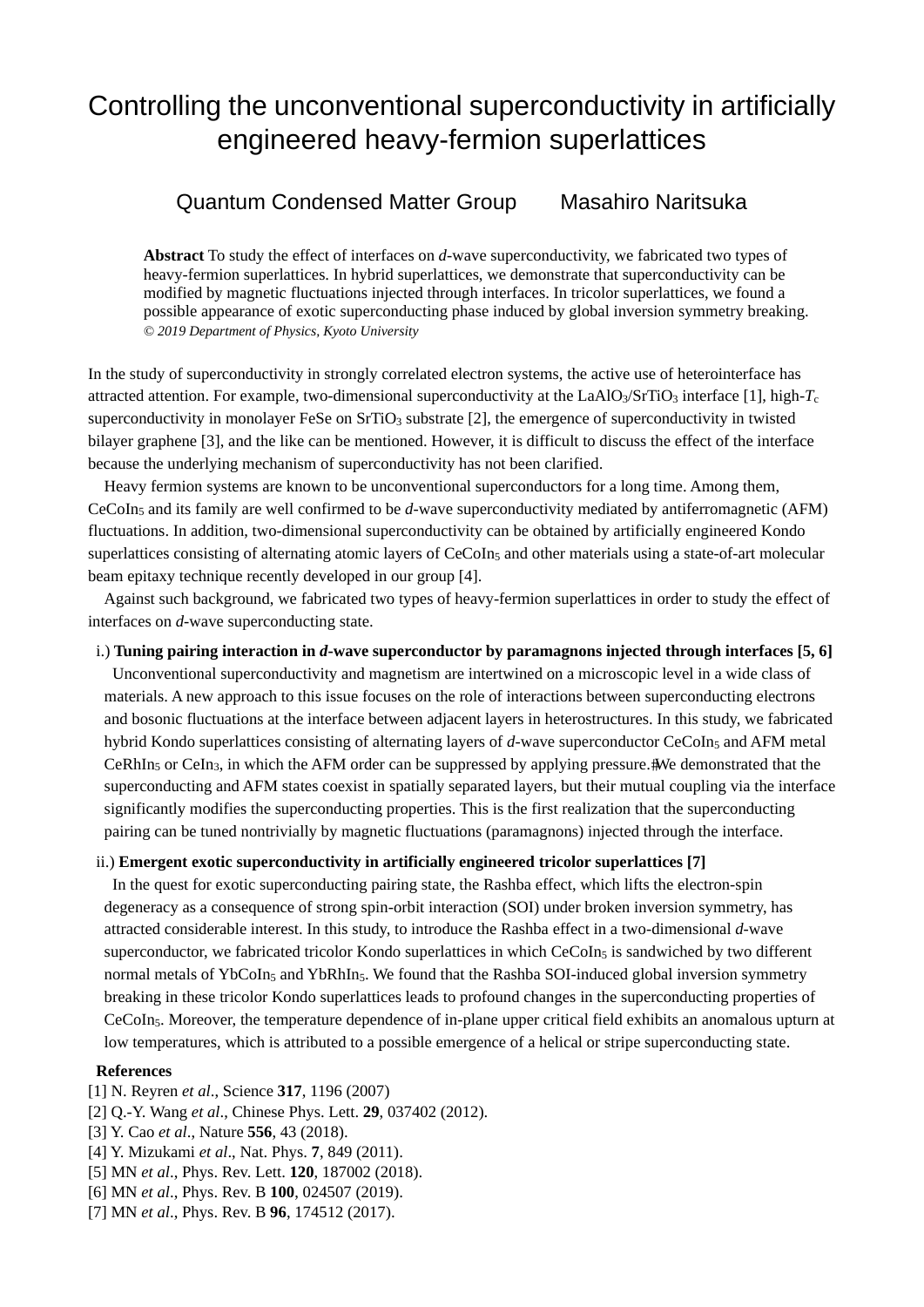# Controlling the unconventional superconductivity in artificially engineered heavy-fermion superlattices

Quantum Condensed Matter Group　　Masahiro Naritsuka

**Abstract** To study the effect of interfaces on *d*-wave superconductivity, we fabricated two types of heavy-fermion superlattices. In hybrid superlattices, we demonstrate that superconductivity can be modified by magnetic fluctuations injected through interfaces. In tricolor superlattices, we found a possible appearance of exotic superconducting phase induced by global inversion symmetry breaking.
*© 2019 Department of Physics, Kyoto University*

In the study of superconductivity in strongly correlated electron systems, the active use of heterointerface has attracted attention. For example, two-dimensional superconductivity at the $LaAlO_3$/$SrTiO_3$ interface [1], high-$T_c$ superconductivity in monolayer FeSe on $SrTiO_3$ substrate [2], the emergence of superconductivity in twisted bilayer graphene [3], and the like can be mentioned. However, it is difficult to discuss the effect of the interface because the underlying mechanism of superconductivity has not been clarified.

Heavy fermion systems are known to be unconventional superconductors for a long time. Among them, $CeCoIn_5$ and its family are well confirmed to be *d*-wave superconductivity mediated by antiferromagnetic (AFM) fluctuations. In addition, two-dimensional superconductivity can be obtained by artificially engineered Kondo superlattices consisting of alternating atomic layers of $CeCoIn_5$ and other materials using a state-of-art molecular beam epitaxy technique recently developed in our group [4].

Against such background, we fabricated two types of heavy-fermion superlattices in order to study the effect of interfaces on *d*-wave superconducting state.

i.) **Tuning pairing interaction in *d*-wave superconductor by paramagnons injected through interfaces [5, 6]**

Unconventional superconductivity and magnetism are intertwined on a microscopic level in a wide class of materials. A new approach to this issue focuses on the role of interactions between superconducting electrons and bosonic fluctuations at the interface between adjacent layers in heterostructures. In this study, we fabricated hybrid Kondo superlattices consisting of alternating layers of *d*-wave superconductor $CeCoIn_5$ and AFM metal $CeRhIn_5$ or $CeIn_3$, in which the AFM order can be suppressed by applying pressure. We demonstrated that the superconducting and AFM states coexist in spatially separated layers, but their mutual coupling via the interface significantly modifies the superconducting properties. This is the first realization that the superconducting pairing can be tuned nontrivially by magnetic fluctuations (paramagnons) injected through the interface.

ii.) **Emergent exotic superconductivity in artificially engineered tricolor superlattices [7]**

In the quest for exotic superconducting pairing state, the Rashba effect, which lifts the electron-spin degeneracy as a consequence of strong spin-orbit interaction (SOI) under broken inversion symmetry, has attracted considerable interest. In this study, to introduce the Rashba effect in a two-dimensional *d*-wave superconductor, we fabricated tricolor Kondo superlattices in which $CeCoIn_5$ is sandwiched by two different normal metals of $YbCoIn_5$ and $YbRhIn_5$. We found that the Rashba SOI-induced global inversion symmetry breaking in these tricolor Kondo superlattices leads to profound changes in the superconducting properties of $CeCoIn_5$. Moreover, the temperature dependence of in-plane upper critical field exhibits an anomalous upturn at low temperatures, which is attributed to a possible emergence of a helical or stripe superconducting state.

**References**

[1] N. Reyren *et al*., Science **317**, 1196 (2007)
[2] Q.-Y. Wang *et al*., Chinese Phys. Lett. **29**, 037402 (2012).
[3] Y. Cao *et al*., Nature **556**, 43 (2018).
[4] Y. Mizukami *et al*., Nat. Phys. **7**, 849 (2011).
[5] MN *et al*., Phys. Rev. Lett. **120**, 187002 (2018).
[6] MN *et al*., Phys. Rev. B **100**, 024507 (2019).
[7] MN *et al*., Phys. Rev. B **96**, 174512 (2017).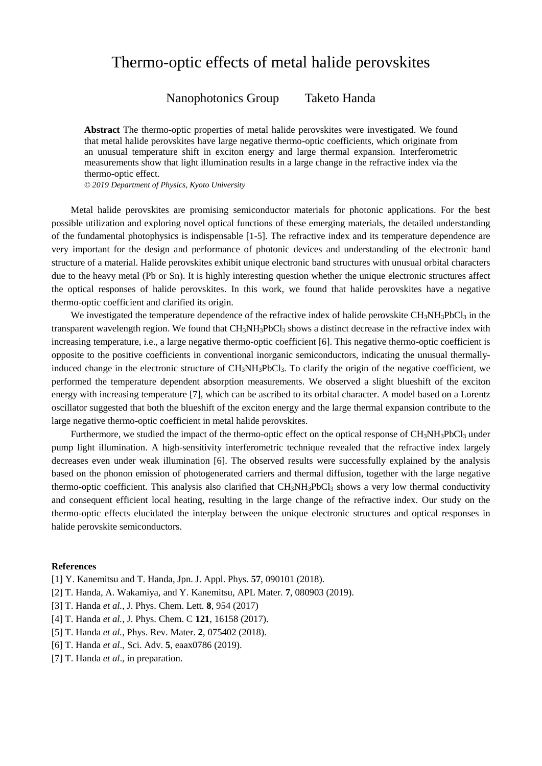# Thermo-optic effects of metal halide perovskites

Nanophotonics Group　　Taketo Handa

**Abstract** The thermo-optic properties of metal halide perovskites were investigated. We found that metal halide perovskites have large negative thermo-optic coefficients, which originate from an unusual temperature shift in exciton energy and large thermal expansion. Interferometric measurements show that light illumination results in a large change in the refractive index via the thermo-optic effect.

*© 2019 Department of Physics, Kyoto University*

Metal halide perovskites are promising semiconductor materials for photonic applications. For the best possible utilization and exploring novel optical functions of these emerging materials, the detailed understanding of the fundamental photophysics is indispensable [1-5]. The refractive index and its temperature dependence are very important for the design and performance of photonic devices and understanding of the electronic band structure of a material. Halide perovskites exhibit unique electronic band structures with unusual orbital characters due to the heavy metal (Pb or Sn). It is highly interesting question whether the unique electronic structures affect the optical responses of halide perovskites. In this work, we found that halide perovskites have a negative thermo-optic coefficient and clarified its origin.

We investigated the temperature dependence of the refractive index of halide perovskite $CH_3NH_3PbCl_3$ in the transparent wavelength region. We found that $CH_3NH_3PbCl_3$ shows a distinct decrease in the refractive index with increasing temperature, i.e., a large negative thermo-optic coefficient [6]. This negative thermo-optic coefficient is opposite to the positive coefficients in conventional inorganic semiconductors, indicating the unusual thermally-induced change in the electronic structure of $CH_3NH_3PbCl_3$. To clarify the origin of the negative coefficient, we performed the temperature dependent absorption measurements. We observed a slight blueshift of the exciton energy with increasing temperature [7], which can be ascribed to its orbital character. A model based on a Lorentz oscillator suggested that both the blueshift of the exciton energy and the large thermal expansion contribute to the large negative thermo-optic coefficient in metal halide perovskites.

Furthermore, we studied the impact of the thermo-optic effect on the optical response of $CH_3NH_3PbCl_3$ under pump light illumination. A high-sensitivity interferometric technique revealed that the refractive index largely decreases even under weak illumination [6]. The observed results were successfully explained by the analysis based on the phonon emission of photogenerated carriers and thermal diffusion, together with the large negative thermo-optic coefficient. This analysis also clarified that $CH_3NH_3PbCl_3$ shows a very low thermal conductivity and consequent efficient local heating, resulting in the large change of the refractive index. Our study on the thermo-optic effects elucidated the interplay between the unique electronic structures and optical responses in halide perovskite semiconductors.

**References**

[1] Y. Kanemitsu and T. Handa, Jpn. J. Appl. Phys. **57**, 090101 (2018).
[2] T. Handa, A. Wakamiya, and Y. Kanemitsu, APL Mater. **7**, 080903 (2019).
[3] T. Handa *et al.*, J. Phys. Chem. Lett. **8**, 954 (2017)
[4] T. Handa *et al.*, J. Phys. Chem. C **121**, 16158 (2017).
[5] T. Handa *et al.*, Phys. Rev. Mater. **2**, 075402 (2018).
[6] T. Handa *et al*., Sci. Adv. **5**, eaax0786 (2019).
[7] T. Handa *et al*., in preparation.